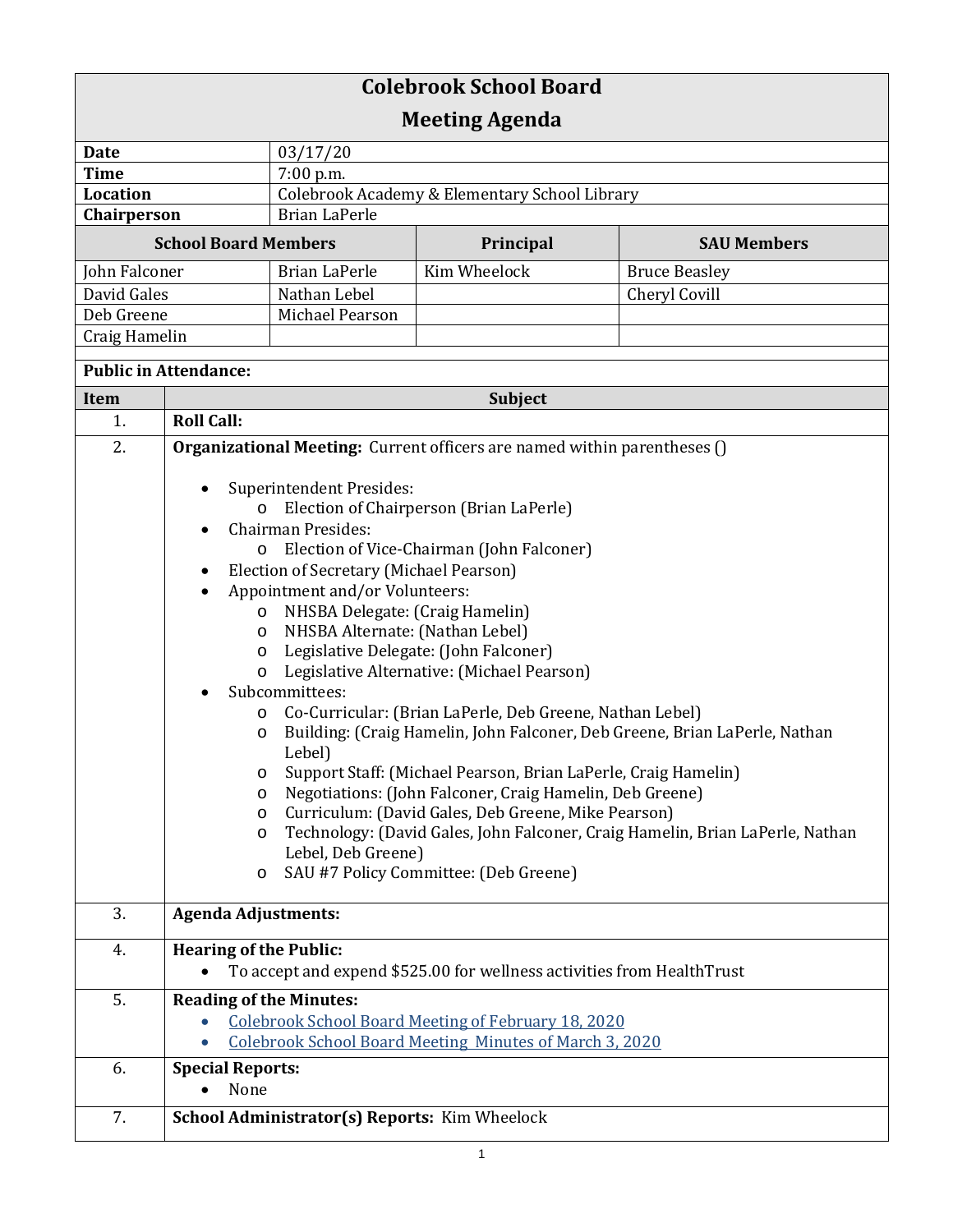# Colebrook School Board

## Meeting Agenda

| | |
|---|---|
| **Date** | 03/17/20 |
| **Time** | 7:00 p.m. |
| **Location** | Colebrook Academy & Elementary School Library |
| **Chairperson** | Brian LaPerle |

| School Board Members | | Principal | SAU Members |
|---|---|---|---|
| John Falconer | Brian LaPerle | Kim Wheelock | Bruce Beasley |
| David Gales | Nathan Lebel | | Cheryl Covill |
| Deb Greene | Michael Pearson | | |
| Craig Hamelin | | | |

**Public in Attendance:**

| Item | Subject |
|---|---|
| 1. | **Roll Call:** |
| 2. | **Organizational Meeting:** Current officers are named within parentheses () <br><br> • Superintendent Presides: <br> &nbsp;&nbsp;&nbsp;&nbsp;o Election of Chairperson (Brian LaPerle) <br> • Chairman Presides: <br> &nbsp;&nbsp;&nbsp;&nbsp;o Election of Vice-Chairman (John Falconer) <br> • Election of Secretary (Michael Pearson) <br> • Appointment and/or Volunteers: <br> &nbsp;&nbsp;&nbsp;&nbsp;o NHSBA Delegate: (Craig Hamelin) <br> &nbsp;&nbsp;&nbsp;&nbsp;o NHSBA Alternate: (Nathan Lebel) <br> &nbsp;&nbsp;&nbsp;&nbsp;o Legislative Delegate: (John Falconer) <br> &nbsp;&nbsp;&nbsp;&nbsp;o Legislative Alternative: (Michael Pearson) <br> • Subcommittees: <br> &nbsp;&nbsp;&nbsp;&nbsp;o Co-Curricular: (Brian LaPerle, Deb Greene, Nathan Lebel) <br> &nbsp;&nbsp;&nbsp;&nbsp;o Building: (Craig Hamelin, John Falconer, Deb Greene, Brian LaPerle, Nathan Lebel) <br> &nbsp;&nbsp;&nbsp;&nbsp;o Support Staff: (Michael Pearson, Brian LaPerle, Craig Hamelin) <br> &nbsp;&nbsp;&nbsp;&nbsp;o Negotiations: (John Falconer, Craig Hamelin, Deb Greene) <br> &nbsp;&nbsp;&nbsp;&nbsp;o Curriculum: (David Gales, Deb Greene, Mike Pearson) <br> &nbsp;&nbsp;&nbsp;&nbsp;o Technology: (David Gales, John Falconer, Craig Hamelin, Brian LaPerle, Nathan Lebel, Deb Greene) <br> &nbsp;&nbsp;&nbsp;&nbsp;o SAU #7 Policy Committee: (Deb Greene) |
| 3. | **Agenda Adjustments:** |
| 4. | **Hearing of the Public:** <br> • To accept and expend $525.00 for wellness activities from HealthTrust |
| 5. | **Reading of the Minutes:** <br> • Colebrook School Board Meeting of February 18, 2020 <br> • Colebrook School Board Meeting Minutes of March 3, 2020 |
| 6. | **Special Reports:** <br> • None |
| 7. | **School Administrator(s) Reports:** Kim Wheelock |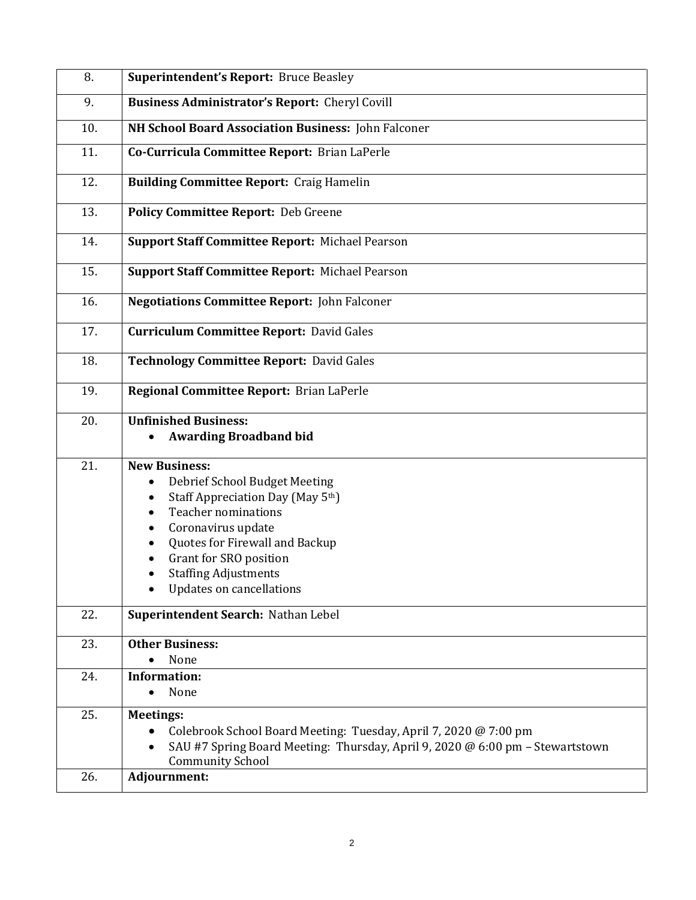| | |
|---|---|
| 8. | **Superintendent's Report:** Bruce Beasley |
| 9. | **Business Administrator's Report:** Cheryl Covill |
| 10. | **NH School Board Association Business:** John Falconer |
| 11. | **Co-Curricula Committee Report:** Brian LaPerle |
| 12. | **Building Committee Report:** Craig Hamelin |
| 13. | **Policy Committee Report:** Deb Greene |
| 14. | **Support Staff Committee Report:** Michael Pearson |
| 15. | **Support Staff Committee Report:** Michael Pearson |
| 16. | **Negotiations Committee Report:** John Falconer |
| 17. | **Curriculum Committee Report:** David Gales |
| 18. | **Technology Committee Report:** David Gales |
| 19. | **Regional Committee Report:** Brian LaPerle |
| 20. | **Unfinished Business:**<br>• **Awarding Broadband bid** |
| 21. | **New Business:**<br>• Debrief School Budget Meeting<br>• Staff Appreciation Day (May 5th)<br>• Teacher nominations<br>• Coronavirus update<br>• Quotes for Firewall and Backup<br>• Grant for SRO position<br>• Staffing Adjustments<br>• Updates on cancellations |
| 22. | **Superintendent Search:** Nathan Lebel |
| 23. | **Other Business:**<br>• None |
| 24. | **Information:**<br>• None |
| 25. | **Meetings:**<br>• Colebrook School Board Meeting: Tuesday, April 7, 2020 @ 7:00 pm<br>• SAU #7 Spring Board Meeting: Thursday, April 9, 2020 @ 6:00 pm – Stewartstown Community School |
| 26. | **Adjournment:** |